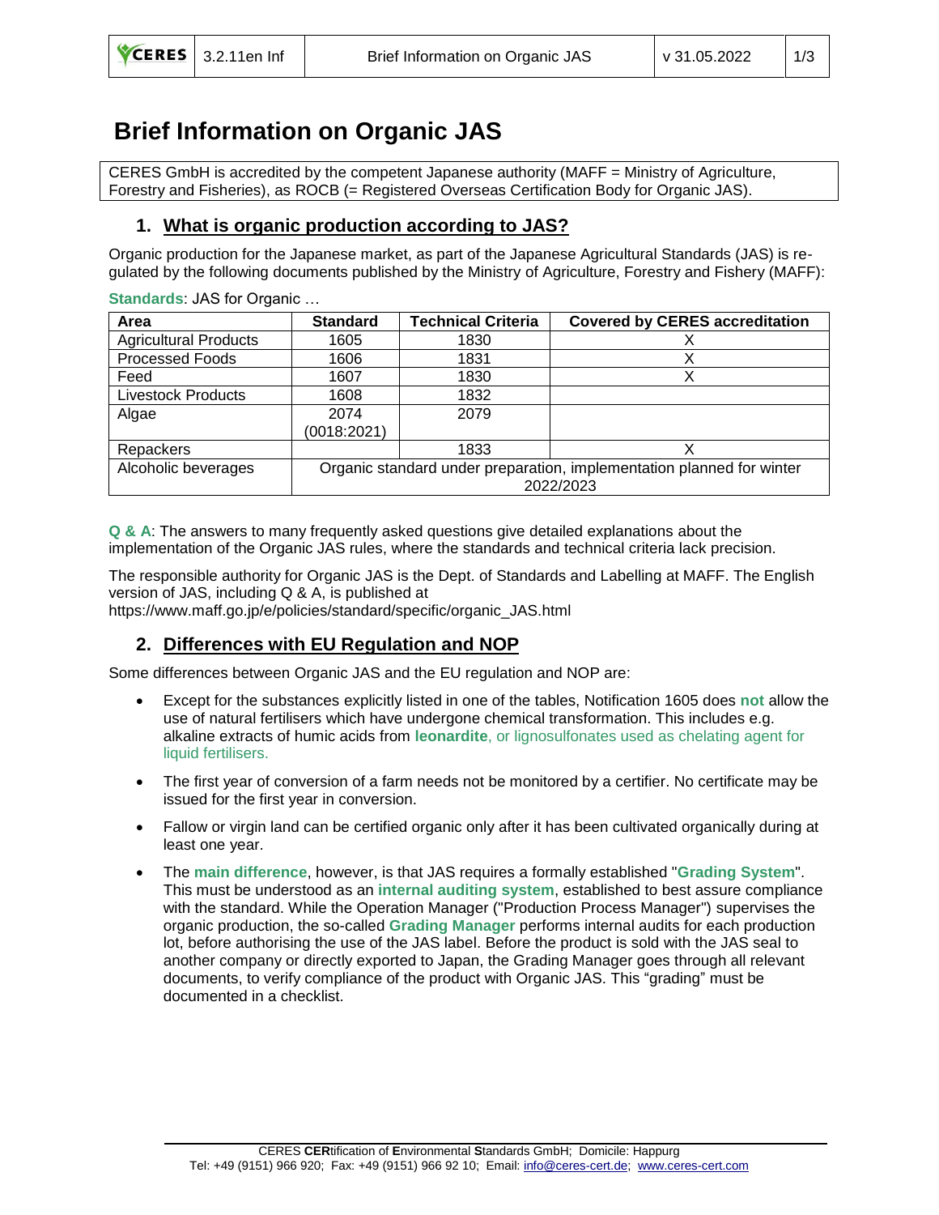# Brief Information on Organic JAS

CERES GmbH is accredited by the competent Japanese authority (MAFF = Ministry of Agriculture, Forestry and Fisheries), as ROCB (= Registered Overseas Certification Body for Organic JAS).

## 1. What is organic production according to JAS?

Organic production for the Japanese market, as part of the Japanese Agricultural Standards (JAS) is regulated by the following documents published by the Ministry of Agriculture, Forestry and Fishery (MAFF):

**Standards**: JAS for Organic …

| Area | Standard | Technical Criteria | Covered by CERES accreditation |
|---|---|---|---|
| Agricultural Products | 1605 | 1830 | X |
| Processed Foods | 1606 | 1831 | X |
| Feed | 1607 | 1830 | X |
| Livestock Products | 1608 | 1832 | |
| Algae | 2074 (0018:2021) | 2079 | |
| Repackers | | 1833 | X |
| Alcoholic beverages | Organic standard under preparation, implementation planned for winter 2022/2023 | | |

**Q & A**: The answers to many frequently asked questions give detailed explanations about the implementation of the Organic JAS rules, where the standards and technical criteria lack precision.

The responsible authority for Organic JAS is the Dept. of Standards and Labelling at MAFF. The English version of JAS, including Q & A, is published at https://www.maff.go.jp/e/policies/standard/specific/organic_JAS.html

## 2. Differences with EU Regulation and NOP

Some differences between Organic JAS and the EU regulation and NOP are:

- Except for the substances explicitly listed in one of the tables, Notification 1605 does **not** allow the use of natural fertilisers which have undergone chemical transformation. This includes e.g. alkaline extracts of humic acids from **leonardite**, or lignosulfonates used as chelating agent for liquid fertilisers.
- The first year of conversion of a farm needs not be monitored by a certifier. No certificate may be issued for the first year in conversion.
- Fallow or virgin land can be certified organic only after it has been cultivated organically during at least one year.
- The **main difference**, however, is that JAS requires a formally established "**Grading System**". This must be understood as an **internal auditing system**, established to best assure compliance with the standard. While the Operation Manager ("Production Process Manager") supervises the organic production, the so-called **Grading Manager** performs internal audits for each production lot, before authorising the use of the JAS label. Before the product is sold with the JAS seal to another company or directly exported to Japan, the Grading Manager goes through all relevant documents, to verify compliance of the product with Organic JAS. This "grading" must be documented in a checklist.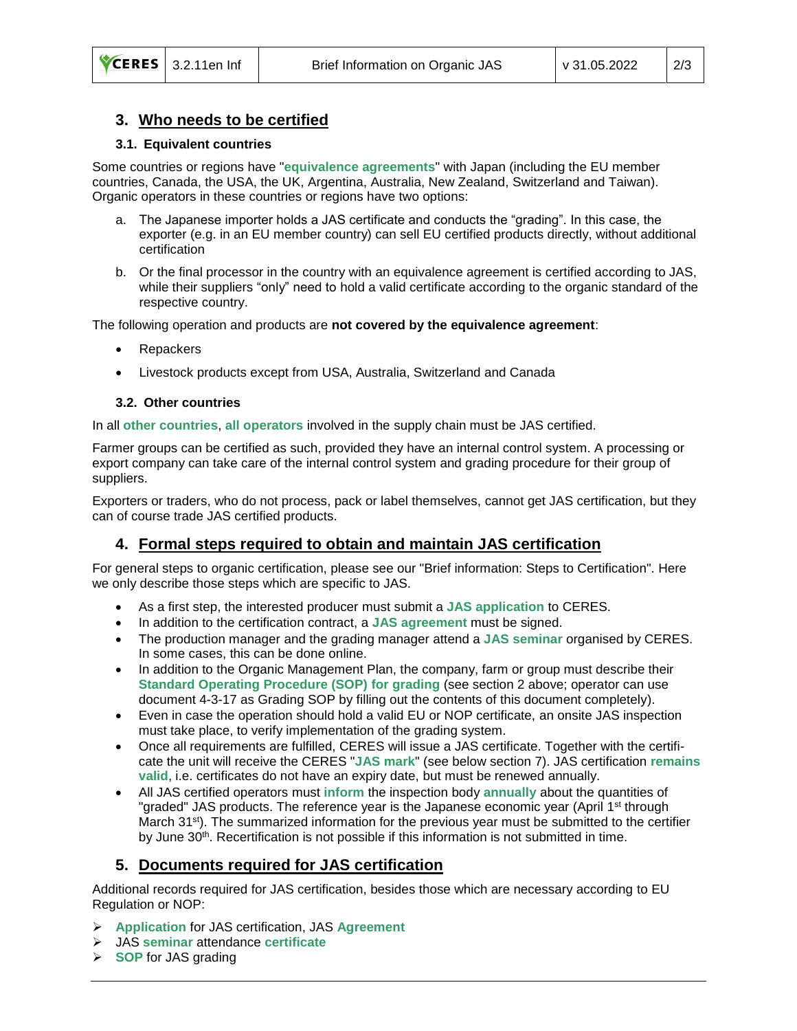## 3. Who needs to be certified

### 3.1. Equivalent countries

Some countries or regions have "**equivalence agreements**" with Japan (including the EU member countries, Canada, the USA, the UK, Argentina, Australia, New Zealand, Switzerland and Taiwan). Organic operators in these countries or regions have two options:

a. The Japanese importer holds a JAS certificate and conducts the "grading". In this case, the exporter (e.g. in an EU member country) can sell EU certified products directly, without additional certification

b. Or the final processor in the country with an equivalence agreement is certified according to JAS, while their suppliers "only" need to hold a valid certificate according to the organic standard of the respective country.

The following operation and products are **not covered by the equivalence agreement**:

- Repackers
- Livestock products except from USA, Australia, Switzerland and Canada

### 3.2. Other countries

In all **other countries**, **all operators** involved in the supply chain must be JAS certified.

Farmer groups can be certified as such, provided they have an internal control system. A processing or export company can take care of the internal control system and grading procedure for their group of suppliers.

Exporters or traders, who do not process, pack or label themselves, cannot get JAS certification, but they can of course trade JAS certified products.

## 4. Formal steps required to obtain and maintain JAS certification

For general steps to organic certification, please see our "Brief information: Steps to Certification". Here we only describe those steps which are specific to JAS.

- As a first step, the interested producer must submit a **JAS application** to CERES.
- In addition to the certification contract, a **JAS agreement** must be signed.
- The production manager and the grading manager attend a **JAS seminar** organised by CERES. In some cases, this can be done online.
- In addition to the Organic Management Plan, the company, farm or group must describe their **Standard Operating Procedure (SOP) for grading** (see section 2 above; operator can use document 4-3-17 as Grading SOP by filling out the contents of this document completely).
- Even in case the operation should hold a valid EU or NOP certificate, an onsite JAS inspection must take place, to verify implementation of the grading system.
- Once all requirements are fulfilled, CERES will issue a JAS certificate. Together with the certificate the unit will receive the CERES "**JAS mark**" (see below section 7). JAS certification **remains valid**, i.e. certificates do not have an expiry date, but must be renewed annually.
- All JAS certified operators must **inform** the inspection body **annually** about the quantities of "graded" JAS products. The reference year is the Japanese economic year (April 1st through March 31st). The summarized information for the previous year must be submitted to the certifier by June 30th. Recertification is not possible if this information is not submitted in time.

## 5. Documents required for JAS certification

Additional records required for JAS certification, besides those which are necessary according to EU Regulation or NOP:

- **Application** for JAS certification, JAS **Agreement**
- JAS **seminar** attendance **certificate**
- **SOP** for JAS grading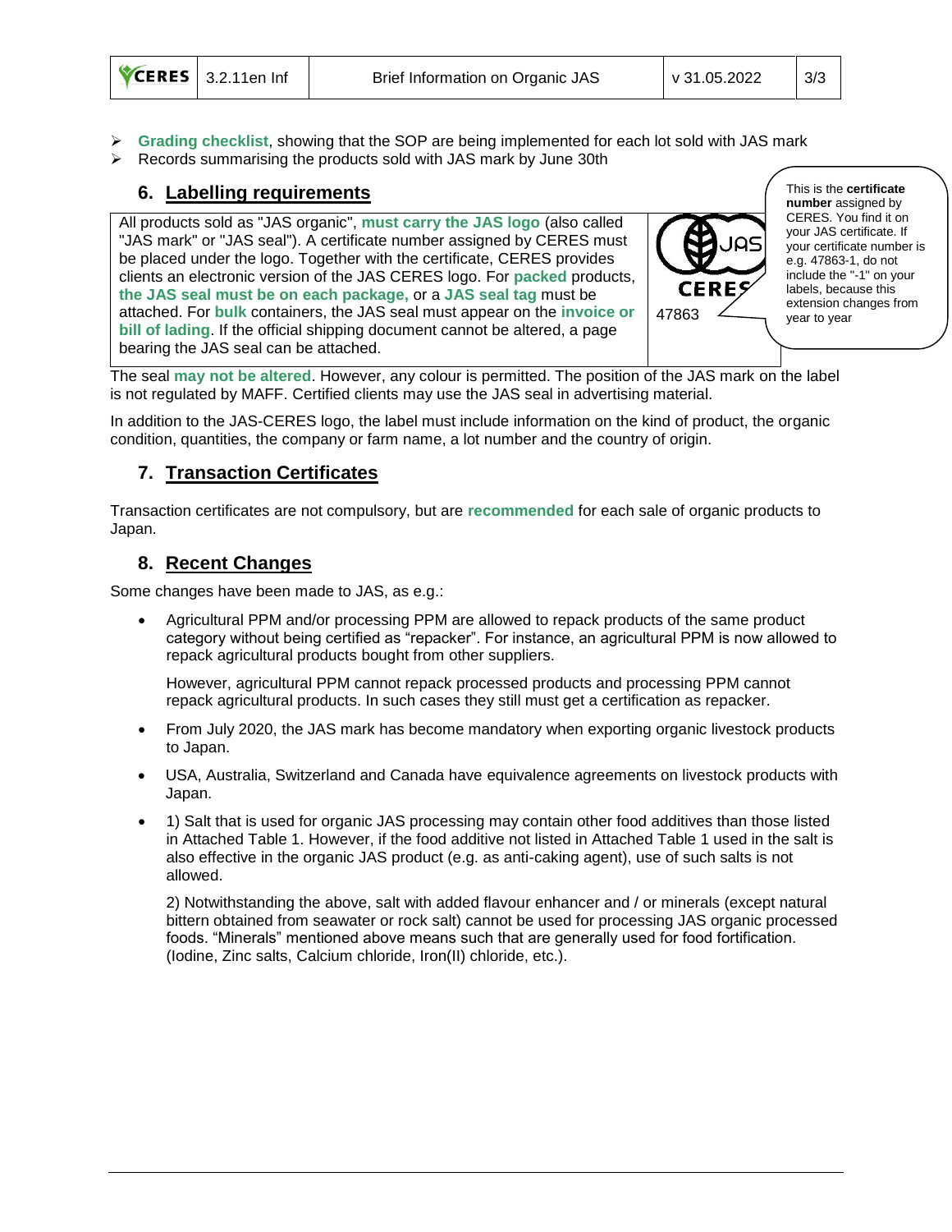- **Grading checklist**, showing that the SOP are being implemented for each lot sold with JAS mark
- Records summarising the products sold with JAS mark by June 30th

## 6. Labelling requirements

All products sold as "JAS organic", **must carry the JAS logo** (also called "JAS mark" or "JAS seal"). A certificate number assigned by CERES must be placed under the logo. Together with the certificate, CERES provides clients an electronic version of the JAS CERES logo. For **packed** products, **the JAS seal must be on each package,** or a **JAS seal tag** must be attached. For **bulk** containers, the JAS seal must appear on the **invoice or bill of lading**. If the official shipping document cannot be altered, a page bearing the JAS seal can be attached.

JAS
CERES
47863

This is the **certificate number** assigned by CERES. You find it on your JAS certificate. If your certificate number is e.g. 47863-1, do not include the "-1" on your labels, because this extension changes from year to year

The seal **may not be altered**. However, any colour is permitted. The position of the JAS mark on the label is not regulated by MAFF. Certified clients may use the JAS seal in advertising material.

In addition to the JAS-CERES logo, the label must include information on the kind of product, the organic condition, quantities, the company or farm name, a lot number and the country of origin.

## 7. Transaction Certificates

Transaction certificates are not compulsory, but are **recommended** for each sale of organic products to Japan.

## 8. Recent Changes

Some changes have been made to JAS, as e.g.:

- Agricultural PPM and/or processing PPM are allowed to repack products of the same product category without being certified as "repacker". For instance, an agricultural PPM is now allowed to repack agricultural products bought from other suppliers.

  However, agricultural PPM cannot repack processed products and processing PPM cannot repack agricultural products. In such cases they still must get a certification as repacker.

- From July 2020, the JAS mark has become mandatory when exporting organic livestock products to Japan.

- USA, Australia, Switzerland and Canada have equivalence agreements on livestock products with Japan.

- 1) Salt that is used for organic JAS processing may contain other food additives than those listed in Attached Table 1. However, if the food additive not listed in Attached Table 1 used in the salt is also effective in the organic JAS product (e.g. as anti-caking agent), use of such salts is not allowed.

  2) Notwithstanding the above, salt with added flavour enhancer and / or minerals (except natural bittern obtained from seawater or rock salt) cannot be used for processing JAS organic processed foods. "Minerals" mentioned above means such that are generally used for food fortification. (Iodine, Zinc salts, Calcium chloride, Iron(II) chloride, etc.).